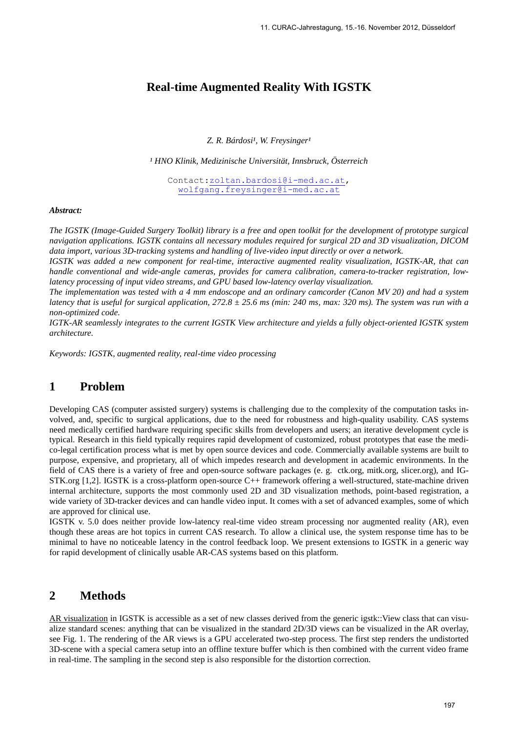# Real-time Augmented Reality With IGSTK

*Z. R. Bárdosi[1], W. Freysinger[1]*

*[1] HNO Klinik, Medizinische Universität, Innsbruck, Österreich*

Contact: zoltan.bardosi@i-med.ac.at, wolfgang.freysinger@i-med.ac.at

***Abstract:***

*The IGSTK (Image-Guided Surgery Toolkit) library is a free and open toolkit for the development of prototype surgical navigation applications. IGSTK contains all necessary modules required for surgical 2D and 3D visualization, DICOM data import, various 3D-tracking systems and handling of live-video input directly or over a network.*

*IGSTK was added a new component for real-time, interactive augmented reality visualization, IGSTK-AR, that can handle conventional and wide-angle cameras, provides for camera calibration, camera-to-tracker registration, low-latency processing of input video streams, and GPU based low-latency overlay visualization.*

*The implementation was tested with a 4 mm endoscope and an ordinary camcorder (Canon MV 20) and had a system latency that is useful for surgical application, 272.8 ± 25.6 ms (min: 240 ms, max: 320 ms). The system was run with a non-optimized code.*

*IGTK-AR seamlessly integrates to the current IGSTK View architecture and yields a fully object-oriented IGSTK system architecture.*

*Keywords: IGSTK, augmented reality, real-time video processing*

## 1 Problem

Developing CAS (computer assisted surgery) systems is challenging due to the complexity of the computation tasks involved, and, specific to surgical applications, due to the need for robustness and high-quality usability. CAS systems need medically certified hardware requiring specific skills from developers and users; an iterative development cycle is typical. Research in this field typically requires rapid development of customized, robust prototypes that ease the medico-legal certification process what is met by open source devices and code. Commercially available systems are built to purpose, expensive, and proprietary, all of which impedes research and development in academic environments. In the field of CAS there is a variety of free and open-source software packages (e. g. ctk.org, mitk.org, slicer.org), and IGSTK.org [1,2]. IGSTK is a cross-platform open-source C++ framework offering a well-structured, state-machine driven internal architecture, supports the most commonly used 2D and 3D visualization methods, point-based registration, a wide variety of 3D-tracker devices and can handle video input. It comes with a set of advanced examples, some of which are approved for clinical use.

IGSTK v. 5.0 does neither provide low-latency real-time video stream processing nor augmented reality (AR), even though these areas are hot topics in current CAS research. To allow a clinical use, the system response time has to be minimal to have no noticeable latency in the control feedback loop. We present extensions to IGSTK in a generic way for rapid development of clinically usable AR-CAS systems based on this platform.

## 2 Methods

AR visualization in IGSTK is accessible as a set of new classes derived from the generic igstk::View class that can visualize standard scenes: anything that can be visualized in the standard 2D/3D views can be visualized in the AR overlay, see Fig. 1. The rendering of the AR views is a GPU accelerated two-step process. The first step renders the undistorted 3D-scene with a special camera setup into an offline texture buffer which is then combined with the current video frame in real-time. The sampling in the second step is also responsible for the distortion correction.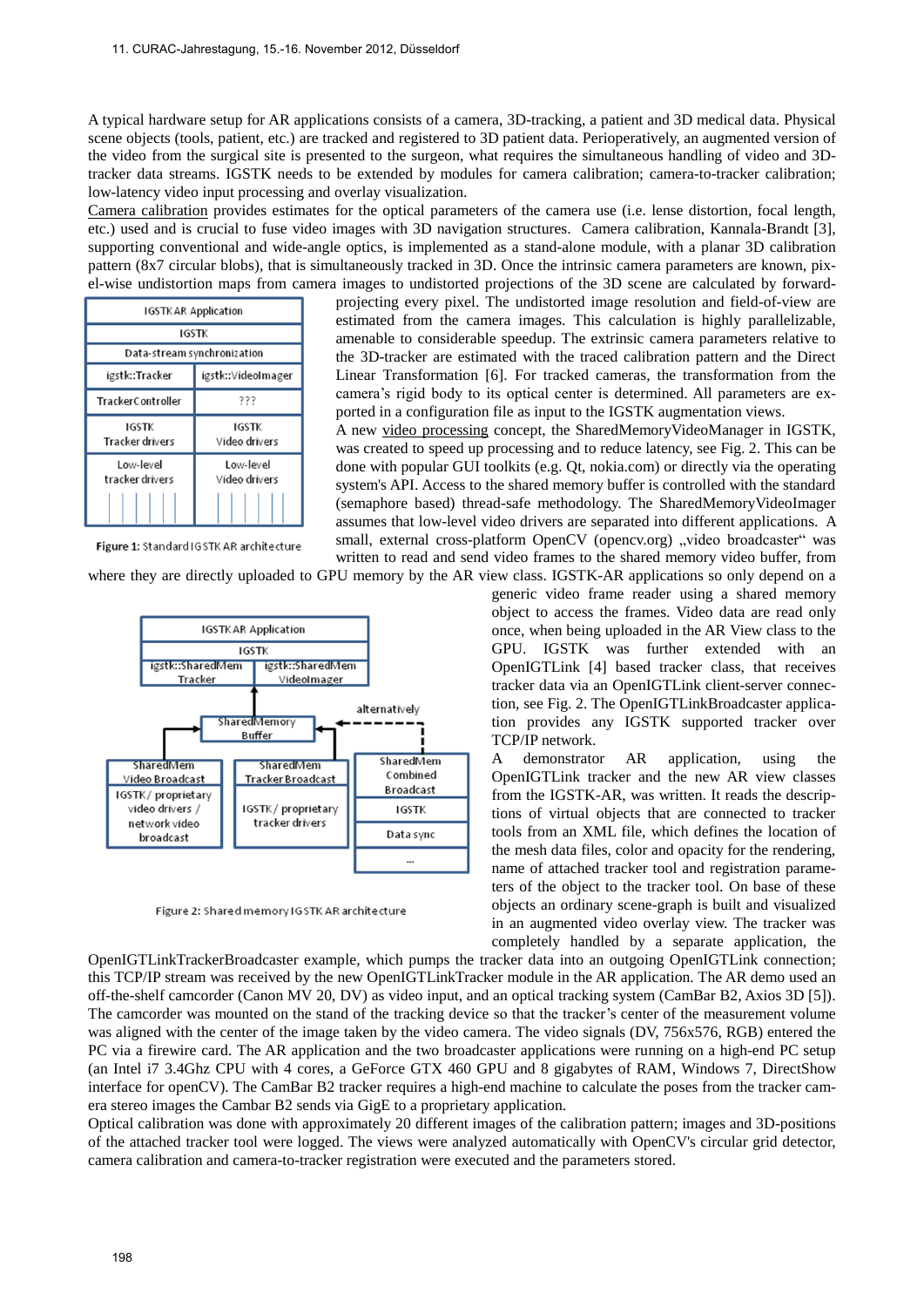A typical hardware setup for AR applications consists of a camera, 3D-tracking, a patient and 3D medical data. Physical scene objects (tools, patient, etc.) are tracked and registered to 3D patient data. Perioperatively, an augmented version of the video from the surgical site is presented to the surgeon, what requires the simultaneous handling of video and 3D-tracker data streams. IGSTK needs to be extended by modules for camera calibration; camera-to-tracker calibration; low-latency video input processing and overlay visualization.

Camera calibration provides estimates for the optical parameters of the camera use (i.e. lense distortion, focal length, etc.) used and is crucial to fuse video images with 3D navigation structures. Camera calibration, Kannala-Brandt [3], supporting conventional and wide-angle optics, is implemented as a stand-alone module, with a planar 3D calibration pattern (8x7 circular blobs), that is simultaneously tracked in 3D. Once the intrinsic camera parameters are known, pixel-wise undistortion maps from camera images to undistorted projections of the 3D scene are calculated by forward-projecting every pixel. The undistorted image resolution and field-of-view are estimated from the camera images. This calculation is highly parallelizable, amenable to considerable speedup. The extrinsic camera parameters relative to the 3D-tracker are estimated with the traced calibration pattern and the Direct Linear Transformation [6]. For tracked cameras, the transformation from the camera's rigid body to its optical center is determined. All parameters are exported in a configuration file as input to the IGSTK augmentation views.

Figure 1: Standard IGSTK AR architecture

A new video processing concept, the SharedMemoryVideoManager in IGSTK, was created to speed up processing and to reduce latency, see Fig. 2. This can be done with popular GUI toolkits (e.g. Qt, nokia.com) or directly via the operating system's API. Access to the shared memory buffer is controlled with the standard (semaphore based) thread-safe methodology. The SharedMemoryVideoImager assumes that low-level video drivers are separated into different applications. A small, external cross-platform OpenCV (opencv.org) „video broadcaster“ was written to read and send video frames to the shared memory video buffer, from where they are directly uploaded to GPU memory by the AR view class. IGSTK-AR applications so only depend on a generic video frame reader using a shared memory object to access the frames. Video data are read only once, when being uploaded in the AR View class to the GPU. IGSTK was further extended with an OpenIGTLink [4] based tracker class, that receives tracker data via an OpenIGTLink client-server connection, see Fig. 2. The OpenIGTLinkBroadcaster application provides any IGSTK supported tracker over TCP/IP network.

Figure 2: Shared memory IGSTK AR architecture

A demonstrator AR application, using the OpenIGTLink tracker and the new AR view classes from the IGSTK-AR, was written. It reads the descriptions of virtual objects that are connected to tracker tools from an XML file, which defines the location of the mesh data files, color and opacity for the rendering, name of attached tracker tool and registration parameters of the object to the tracker tool. On base of these objects an ordinary scene-graph is built and visualized in an augmented video overlay view. The tracker was completely handled by a separate application, the OpenIGTLinkTrackerBroadcaster example, which pumps the tracker data into an outgoing OpenIGTLink connection; this TCP/IP stream was received by the new OpenIGTLinkTracker module in the AR application. The AR demo used an off-the-shelf camcorder (Canon MV 20, DV) as video input, and an optical tracking system (CamBar B2, Axios 3D [5]). The camcorder was mounted on the stand of the tracking device so that the tracker's center of the measurement volume was aligned with the center of the image taken by the video camera. The video signals (DV, 756x576, RGB) entered the PC via a firewire card. The AR application and the two broadcaster applications were running on a high-end PC setup (an Intel i7 3.4Ghz CPU with 4 cores, a GeForce GTX 460 GPU and 8 gigabytes of RAM, Windows 7, DirectShow interface for openCV). The CamBar B2 tracker requires a high-end machine to calculate the poses from the tracker camera stereo images the Cambar B2 sends via GigE to a proprietary application.

Optical calibration was done with approximately 20 different images of the calibration pattern; images and 3D-positions of the attached tracker tool were logged. The views were analyzed automatically with OpenCV's circular grid detector, camera calibration and camera-to-tracker registration were executed and the parameters stored.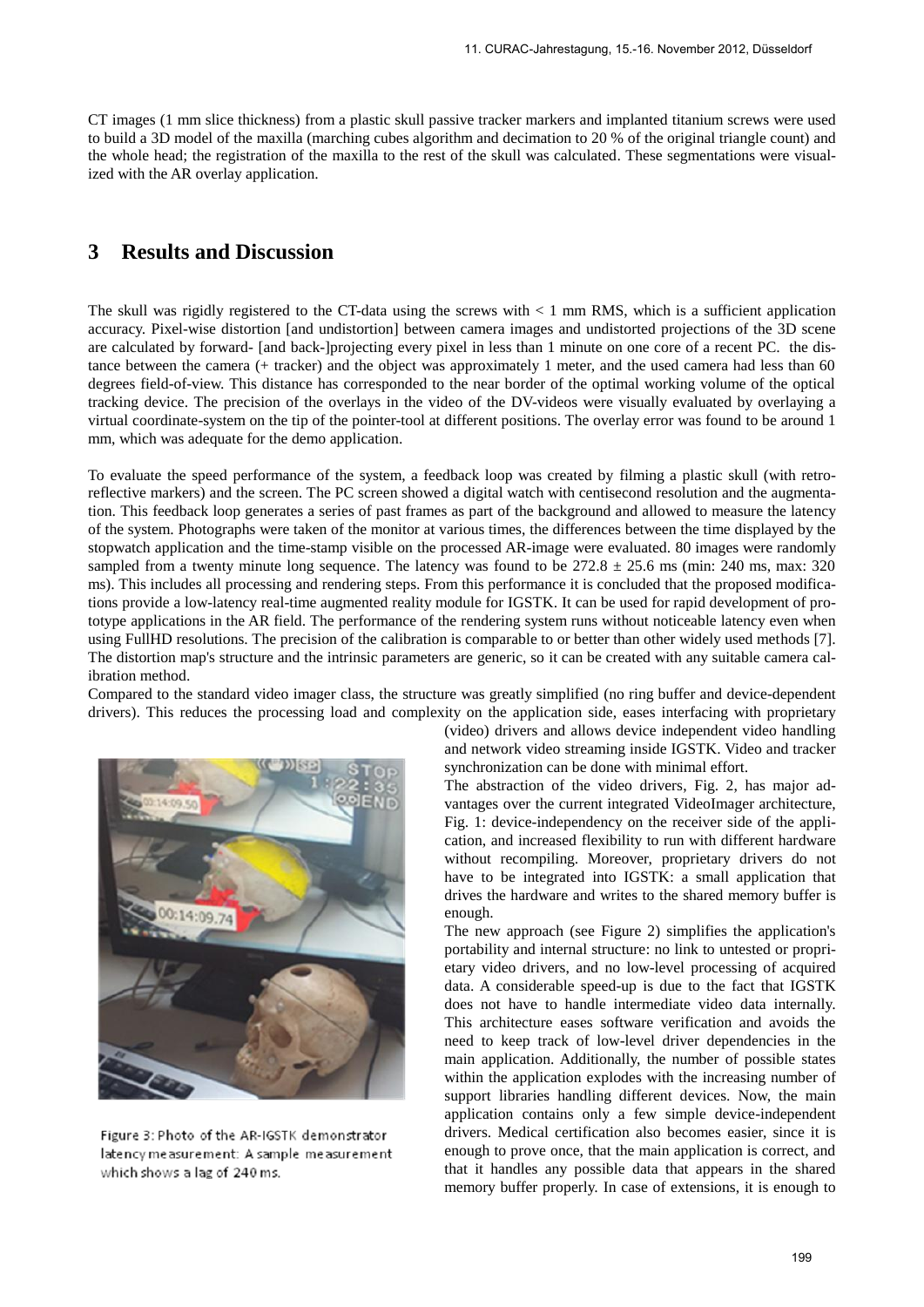CT images (1 mm slice thickness) from a plastic skull passive tracker markers and implanted titanium screws were used to build a 3D model of the maxilla (marching cubes algorithm and decimation to 20 % of the original triangle count) and the whole head; the registration of the maxilla to the rest of the skull was calculated. These segmentations were visualized with the AR overlay application.

# 3 Results and Discussion

The skull was rigidly registered to the CT-data using the screws with < 1 mm RMS, which is a sufficient application accuracy. Pixel-wise distortion [and undistortion] between camera images and undistorted projections of the 3D scene are calculated by forward- [and back-]projecting every pixel in less than 1 minute on one core of a recent PC. the distance between the camera (+ tracker) and the object was approximately 1 meter, and the used camera had less than 60 degrees field-of-view. This distance has corresponded to the near border of the optimal working volume of the optical tracking device. The precision of the overlays in the video of the DV-videos were visually evaluated by overlaying a virtual coordinate-system on the tip of the pointer-tool at different positions. The overlay error was found to be around 1 mm, which was adequate for the demo application.

To evaluate the speed performance of the system, a feedback loop was created by filming a plastic skull (with retro-reflective markers) and the screen. The PC screen showed a digital watch with centisecond resolution and the augmentation. This feedback loop generates a series of past frames as part of the background and allowed to measure the latency of the system. Photographs were taken of the monitor at various times, the differences between the time displayed by the stopwatch application and the time-stamp visible on the processed AR-image were evaluated. 80 images were randomly sampled from a twenty minute long sequence. The latency was found to be $272.8 \pm 25.6$ ms (min: 240 ms, max: 320 ms). This includes all processing and rendering steps. From this performance it is concluded that the proposed modifications provide a low-latency real-time augmented reality module for IGSTK. It can be used for rapid development of prototype applications in the AR field. The performance of the rendering system runs without noticeable latency even when using FullHD resolutions. The precision of the calibration is comparable to or better than other widely used methods [7]. The distortion map's structure and the intrinsic parameters are generic, so it can be created with any suitable camera calibration method.

Compared to the standard video imager class, the structure was greatly simplified (no ring buffer and device-dependent drivers). This reduces the processing load and complexity on the application side, eases interfacing with proprietary (video) drivers and allows device independent video handling and network video streaming inside IGSTK. Video and tracker synchronization can be done with minimal effort.

The abstraction of the video drivers, Fig. 2, has major advantages over the current integrated VideoImager architecture, Fig. 1: device-independency on the receiver side of the application, and increased flexibility to run with different hardware without recompiling. Moreover, proprietary drivers do not have to be integrated into IGSTK: a small application that drives the hardware and writes to the shared memory buffer is enough.

The new approach (see Figure 2) simplifies the application's portability and internal structure: no link to untested or proprietary video drivers, and no low-level processing of acquired data. A considerable speed-up is due to the fact that IGSTK does not have to handle intermediate video data internally. This architecture eases software verification and avoids the need to keep track of low-level driver dependencies in the main application. Additionally, the number of possible states within the application explodes with the increasing number of support libraries handling different devices. Now, the main application contains only a few simple device-independent drivers. Medical certification also becomes easier, since it is enough to prove once, that the main application is correct, and that it handles any possible data that appears in the shared memory buffer properly. In case of extensions, it is enough to

Figure 3: Photo of the AR-IGSTK demonstrator latency measurement: A sample measurement which shows a lag of 240 ms.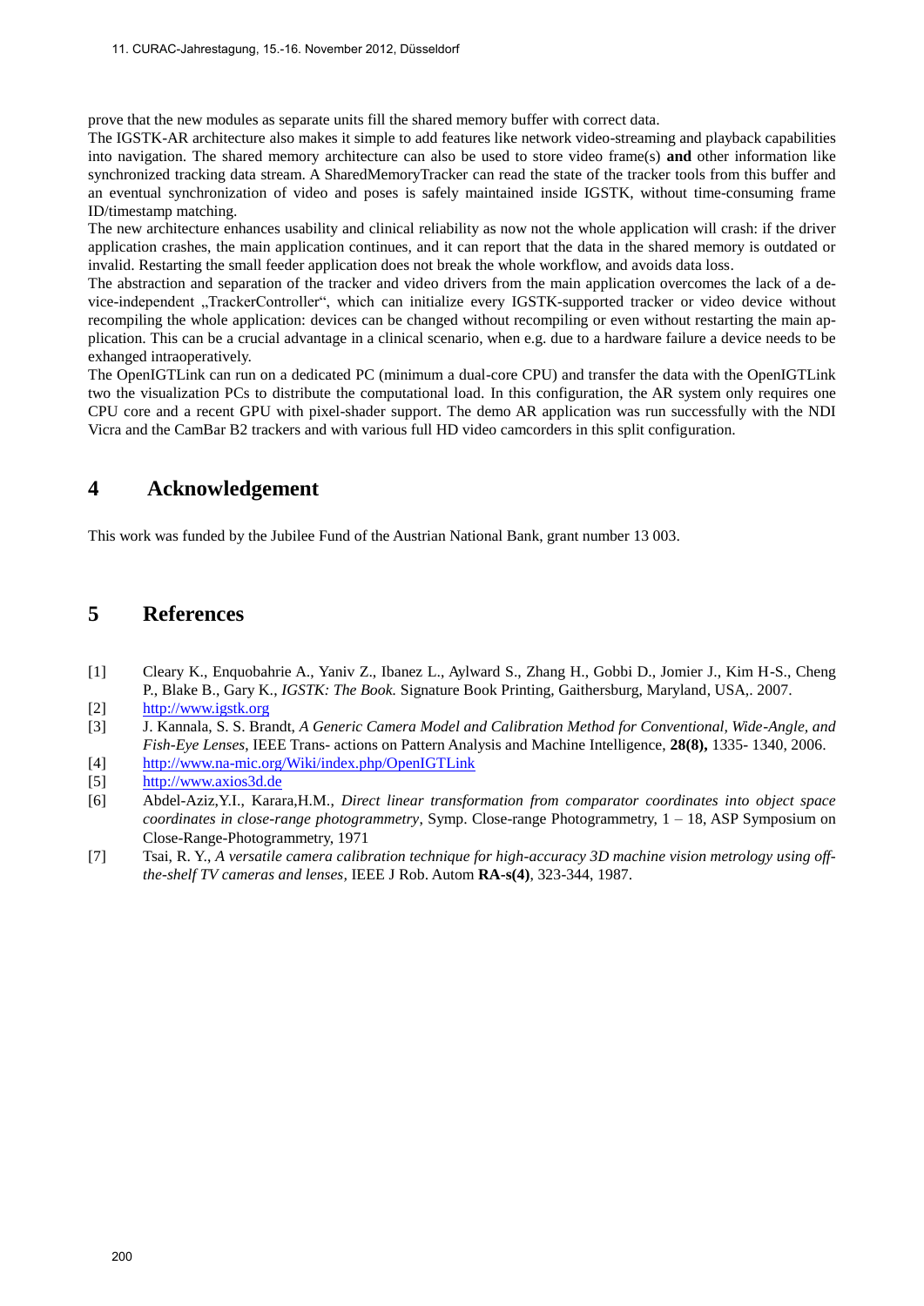prove that the new modules as separate units fill the shared memory buffer with correct data.

The IGSTK-AR architecture also makes it simple to add features like network video-streaming and playback capabilities into navigation. The shared memory architecture can also be used to store video frame(s) **and** other information like synchronized tracking data stream. A SharedMemoryTracker can read the state of the tracker tools from this buffer and an eventual synchronization of video and poses is safely maintained inside IGSTK, without time-consuming frame ID/timestamp matching.

The new architecture enhances usability and clinical reliability as now not the whole application will crash: if the driver application crashes, the main application continues, and it can report that the data in the shared memory is outdated or invalid. Restarting the small feeder application does not break the whole workflow, and avoids data loss.

The abstraction and separation of the tracker and video drivers from the main application overcomes the lack of a device-independent „TrackerController“, which can initialize every IGSTK-supported tracker or video device without recompiling the whole application: devices can be changed without recompiling or even without restarting the main application. This can be a crucial advantage in a clinical scenario, when e.g. due to a hardware failure a device needs to be exhanged intraoperatively.

The OpenIGTLink can run on a dedicated PC (minimum a dual-core CPU) and transfer the data with the OpenIGTLink two the visualization PCs to distribute the computational load. In this configuration, the AR system only requires one CPU core and a recent GPU with pixel-shader support. The demo AR application was run successfully with the NDI Vicra and the CamBar B2 trackers and with various full HD video camcorders in this split configuration.

# 4 Acknowledgement

This work was funded by the Jubilee Fund of the Austrian National Bank, grant number 13 003.

# 5 References

[1] Cleary K., Enquobahrie A., Yaniv Z., Ibanez L., Aylward S., Zhang H., Gobbi D., Jomier J., Kim H-S., Cheng P., Blake B., Gary K., *IGSTK: The Book.* Signature Book Printing, Gaithersburg, Maryland, USA,. 2007.

[2] http://www.igstk.org

[3] J. Kannala, S. S. Brandt, *A Generic Camera Model and Calibration Method for Conventional, Wide-Angle, and Fish-Eye Lenses*, IEEE Trans- actions on Pattern Analysis and Machine Intelligence, **28(8),** 1335- 1340, 2006.

[4] http://www.na-mic.org/Wiki/index.php/OpenIGTLink

[5] http://www.axios3d.de

[6] Abdel-Aziz,Y.I., Karara,H.M., *Direct linear transformation from comparator coordinates into object space coordinates in close-range photogrammetry*, Symp. Close-range Photogrammetry, 1 – 18, ASP Symposium on Close-Range-Photogrammetry, 1971

[7] Tsai, R. Y., *A versatile camera calibration technique for high-accuracy 3D machine vision metrology using off-the-shelf TV cameras and lenses*, IEEE J Rob. Autom **RA-s(4)**, 323-344, 1987.